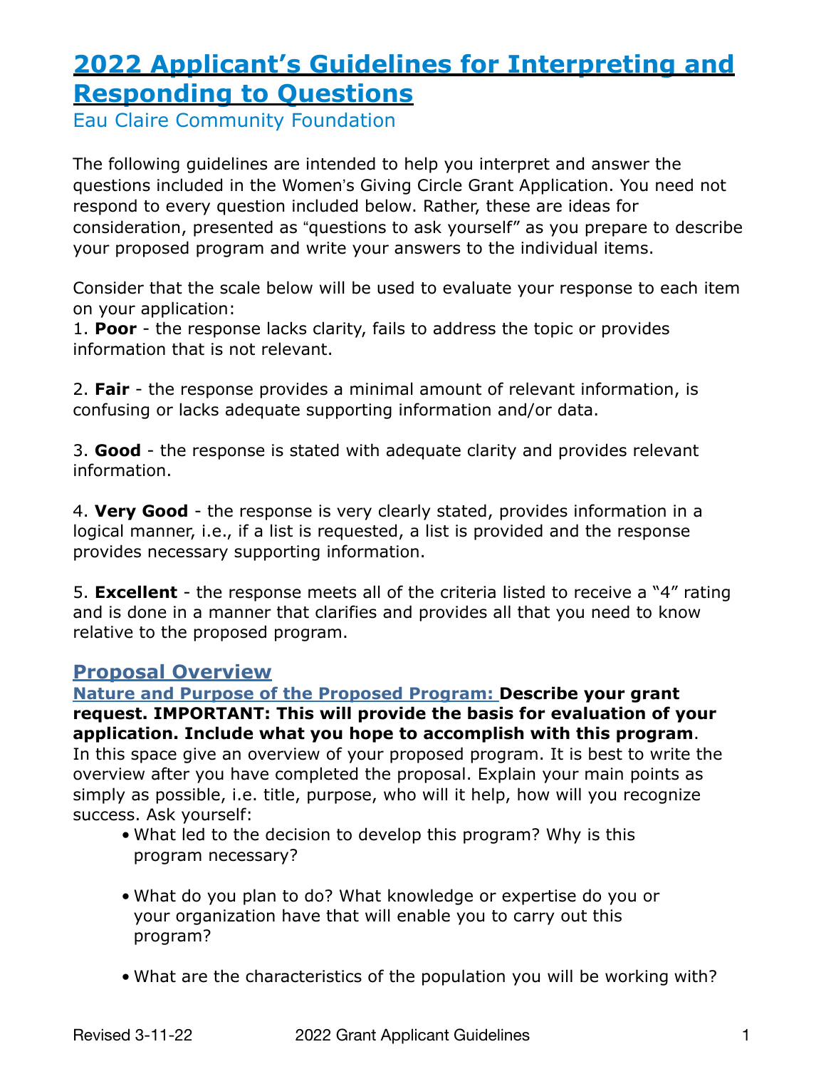# 2022 Applicant's Guidelines for Interpreting and Responding to Questions

Eau Claire Community Foundation

The following guidelines are intended to help you interpret and answer the questions included in the Women's Giving Circle Grant Application. You need not respond to every question included below. Rather, these are ideas for consideration, presented as "questions to ask yourself" as you prepare to describe your proposed program and write your answers to the individual items.

Consider that the scale below will be used to evaluate your response to each item on your application:

1. **Poor** - the response lacks clarity, fails to address the topic or provides information that is not relevant.

2. **Fair** - the response provides a minimal amount of relevant information, is confusing or lacks adequate supporting information and/or data.

3. **Good** - the response is stated with adequate clarity and provides relevant information.

4. **Very Good** - the response is very clearly stated, provides information in a logical manner, i.e., if a list is requested, a list is provided and the response provides necessary supporting information.

5. **Excellent** - the response meets all of the criteria listed to receive a "4" rating and is done in a manner that clarifies and provides all that you need to know relative to the proposed program.

## Proposal Overview

### Nature and Purpose of the Proposed Program: **Describe your grant request. IMPORTANT: This will provide the basis for evaluation of your application. Include what you hope to accomplish with this program**.

In this space give an overview of your proposed program. It is best to write the overview after you have completed the proposal. Explain your main points as simply as possible, i.e. title, purpose, who will it help, how will you recognize success. Ask yourself:

- What led to the decision to develop this program? Why is this program necessary?
- What do you plan to do? What knowledge or expertise do you or your organization have that will enable you to carry out this program?
- What are the characteristics of the population you will be working with?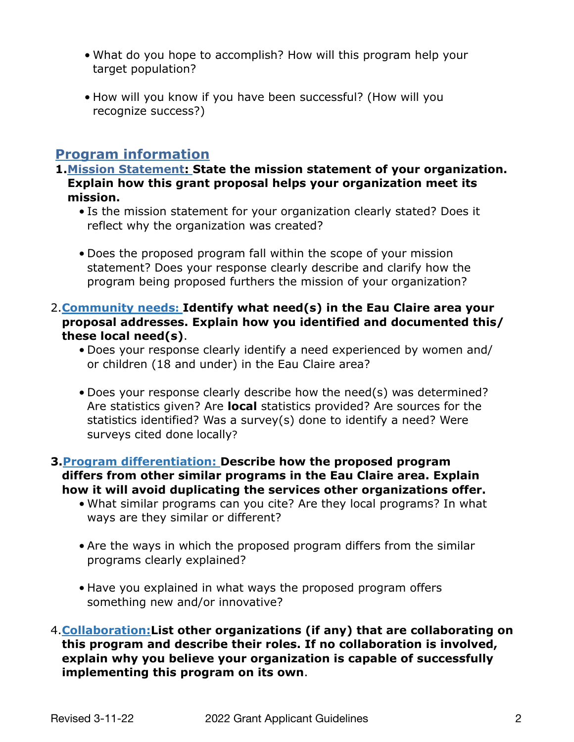- What do you hope to accomplish? How will this program help your target population?

- How will you know if you have been successful? (How will you recognize success?)

## Program information

1. **Mission Statement: State the mission statement of your organization. Explain how this grant proposal helps your organization meet its mission.**
   - Is the mission statement for your organization clearly stated? Does it reflect why the organization was created?

   - Does the proposed program fall within the scope of your mission statement? Does your response clearly describe and clarify how the program being proposed furthers the mission of your organization?

2. **Community needs: Identify what need(s) in the Eau Claire area your proposal addresses. Explain how you identified and documented this/ these local need(s)**.
   - Does your response clearly identify a need experienced by women and/ or children (18 and under) in the Eau Claire area?

   - Does your response clearly describe how the need(s) was determined? Are statistics given? Are **local** statistics provided? Are sources for the statistics identified? Was a survey(s) done to identify a need? Were surveys cited done locally?

3. **Program differentiation: Describe how the proposed program differs from other similar programs in the Eau Claire area. Explain how it will avoid duplicating the services other organizations offer.**
   - What similar programs can you cite? Are they local programs? In what ways are they similar or different?

   - Are the ways in which the proposed program differs from the similar programs clearly explained?

   - Have you explained in what ways the proposed program offers something new and/or innovative?

4. **Collaboration: List other organizations (if any) that are collaborating on this program and describe their roles. If no collaboration is involved, explain why you believe your organization is capable of successfully implementing this program on its own**.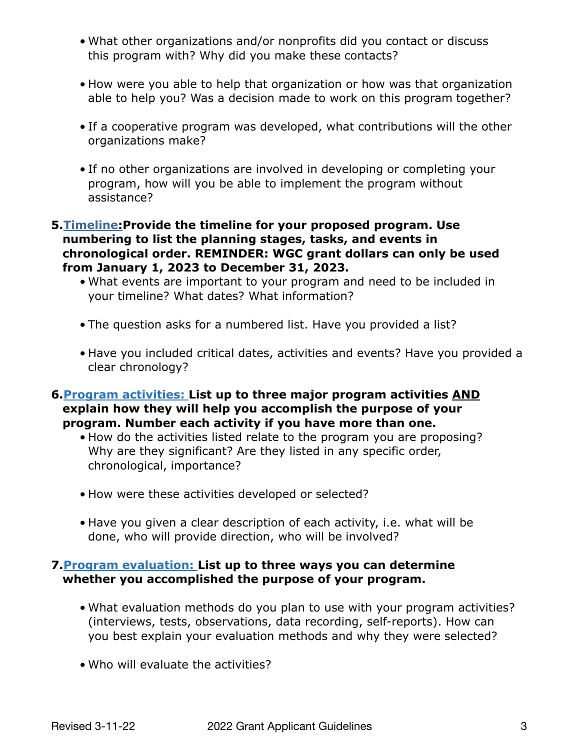- What other organizations and/or nonprofits did you contact or discuss this program with? Why did you make these contacts?

- How were you able to help that organization or how was that organization able to help you? Was a decision made to work on this program together?

- If a cooperative program was developed, what contributions will the other organizations make?

- If no other organizations are involved in developing or completing your program, how will you be able to implement the program without assistance?

5. **Timeline: Provide the timeline for your proposed program. Use numbering to list the planning stages, tasks, and events in chronological order. REMINDER: WGC grant dollars can only be used from January 1, 2023 to December 31, 2023.**
   - What events are important to your program and need to be included in your timeline? What dates? What information?

   - The question asks for a numbered list. Have you provided a list?

   - Have you included critical dates, activities and events? Have you provided a clear chronology?

6. **Program activities: List up to three major program activities AND explain how they will help you accomplish the purpose of your program. Number each activity if you have more than one.**
   - How do the activities listed relate to the program you are proposing? Why are they significant? Are they listed in any specific order, chronological, importance?

   - How were these activities developed or selected?

   - Have you given a clear description of each activity, i.e. what will be done, who will provide direction, who will be involved?

7. **Program evaluation: List up to three ways you can determine whether you accomplished the purpose of your program.**

   - What evaluation methods do you plan to use with your program activities? (interviews, tests, observations, data recording, self-reports). How can you best explain your evaluation methods and why they were selected?

   - Who will evaluate the activities?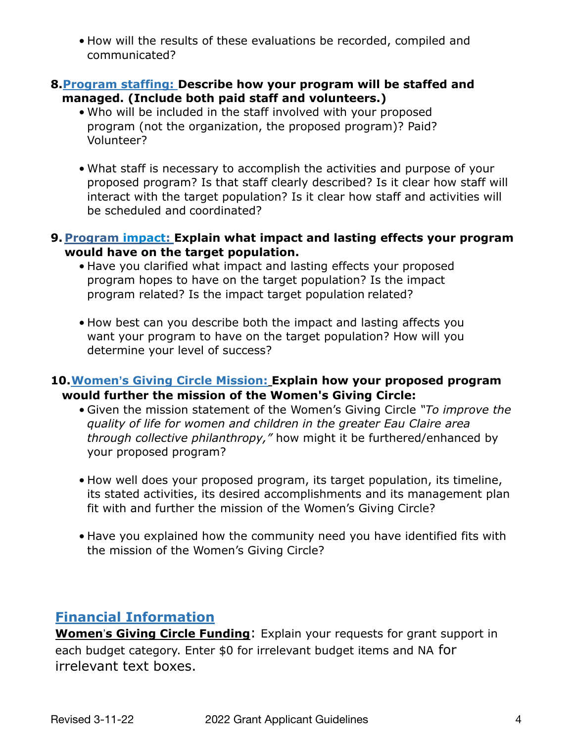- How will the results of these evaluations be recorded, compiled and communicated?

8. **Program staffing: Describe how your program will be staffed and managed. (Include both paid staff and volunteers.)**
   - Who will be included in the staff involved with your proposed program (not the organization, the proposed program)? Paid? Volunteer?
   - What staff is necessary to accomplish the activities and purpose of your proposed program? Is that staff clearly described? Is it clear how staff will interact with the target population? Is it clear how staff and activities will be scheduled and coordinated?

9. **Program impact: Explain what impact and lasting effects your program would have on the target population.**
   - Have you clarified what impact and lasting effects your proposed program hopes to have on the target population? Is the impact program related? Is the impact target population related?
   - How best can you describe both the impact and lasting affects you want your program to have on the target population? How will you determine your level of success?

10. **Women's Giving Circle Mission: Explain how your proposed program would further the mission of the Women's Giving Circle:**
    - Given the mission statement of the Women's Giving Circle *"To improve the quality of life for women and children in the greater Eau Claire area through collective philanthropy,"* how might it be furthered/enhanced by your proposed program?
    - How well does your proposed program, its target population, its timeline, its stated activities, its desired accomplishments and its management plan fit with and further the mission of the Women's Giving Circle?
    - Have you explained how the community need you have identified fits with the mission of the Women's Giving Circle?

## Financial Information

**Women's Giving Circle Funding**: Explain your requests for grant support in each budget category. Enter $0 for irrelevant budget items and NA for irrelevant text boxes.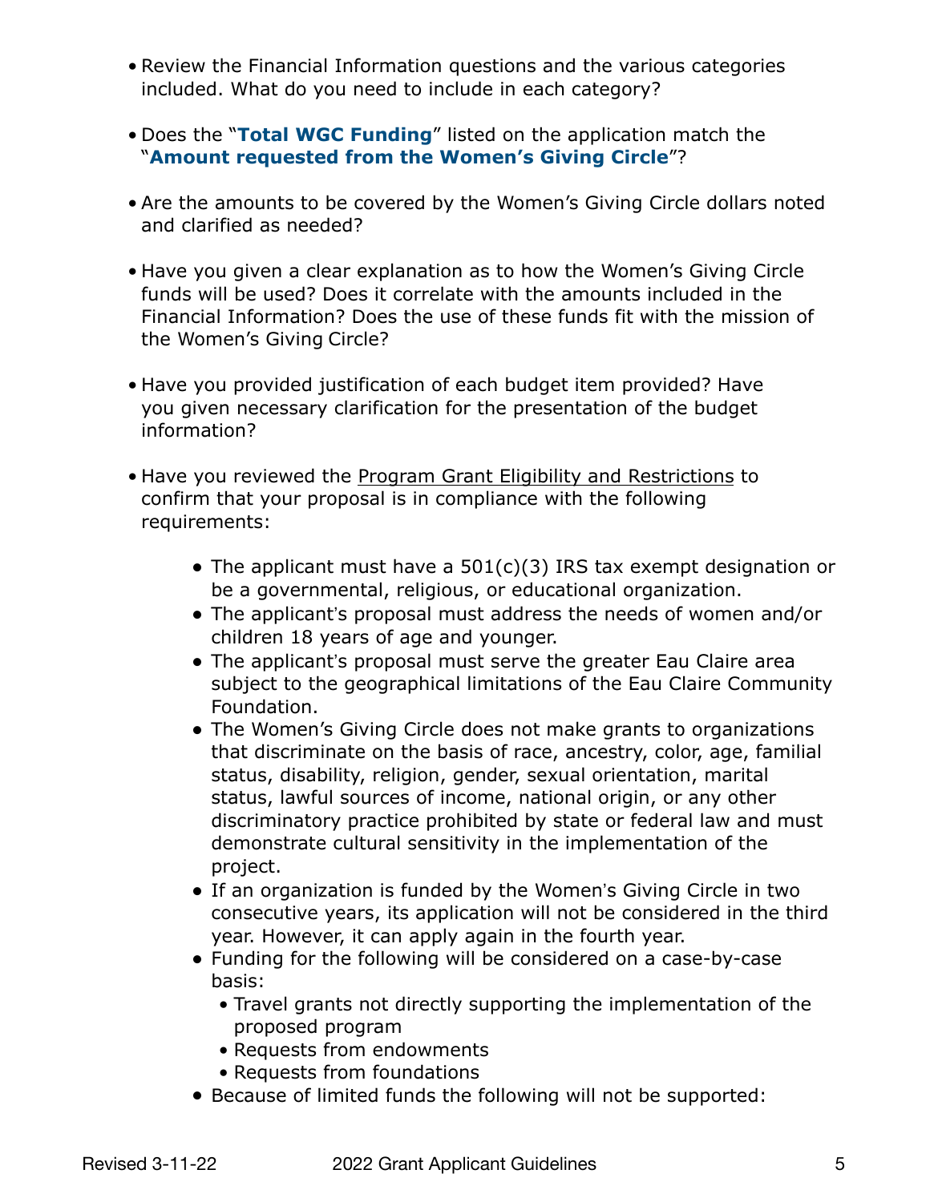- Review the Financial Information questions and the various categories included. What do you need to include in each category?
- Does the "**Total WGC Funding**" listed on the application match the "**Amount requested from the Women's Giving Circle**"?
- Are the amounts to be covered by the Women's Giving Circle dollars noted and clarified as needed?
- Have you given a clear explanation as to how the Women's Giving Circle funds will be used? Does it correlate with the amounts included in the Financial Information? Does the use of these funds fit with the mission of the Women's Giving Circle?
- Have you provided justification of each budget item provided? Have you given necessary clarification for the presentation of the budget information?
- Have you reviewed the Program Grant Eligibility and Restrictions to confirm that your proposal is in compliance with the following requirements:
    - The applicant must have a 501(c)(3) IRS tax exempt designation or be a governmental, religious, or educational organization.
    - The applicant's proposal must address the needs of women and/or children 18 years of age and younger.
    - The applicant's proposal must serve the greater Eau Claire area subject to the geographical limitations of the Eau Claire Community Foundation.
    - The Women's Giving Circle does not make grants to organizations that discriminate on the basis of race, ancestry, color, age, familial status, disability, religion, gender, sexual orientation, marital status, lawful sources of income, national origin, or any other discriminatory practice prohibited by state or federal law and must demonstrate cultural sensitivity in the implementation of the project.
    - If an organization is funded by the Women's Giving Circle in two consecutive years, its application will not be considered in the third year. However, it can apply again in the fourth year.
    - Funding for the following will be considered on a case-by-case basis:
        - Travel grants not directly supporting the implementation of the proposed program
        - Requests from endowments
        - Requests from foundations
    - Because of limited funds the following will not be supported: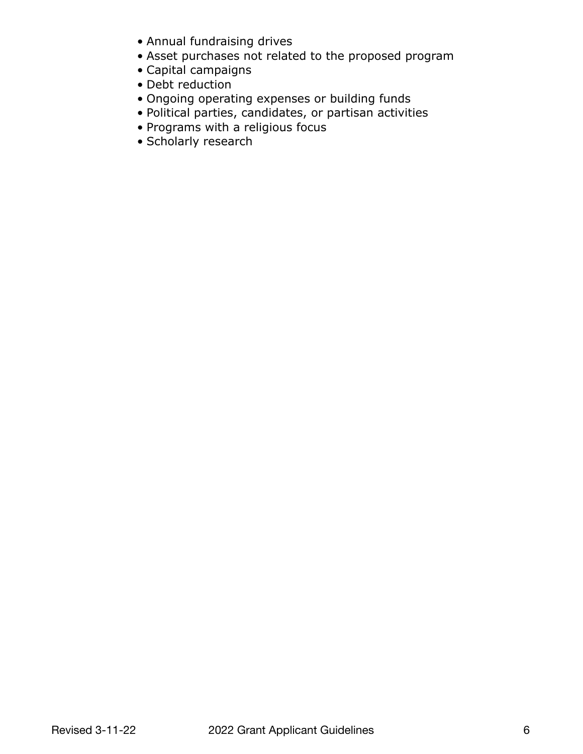- Annual fundraising drives
- Asset purchases not related to the proposed program
- Capital campaigns
- Debt reduction
- Ongoing operating expenses or building funds
- Political parties, candidates, or partisan activities
- Programs with a religious focus
- Scholarly research